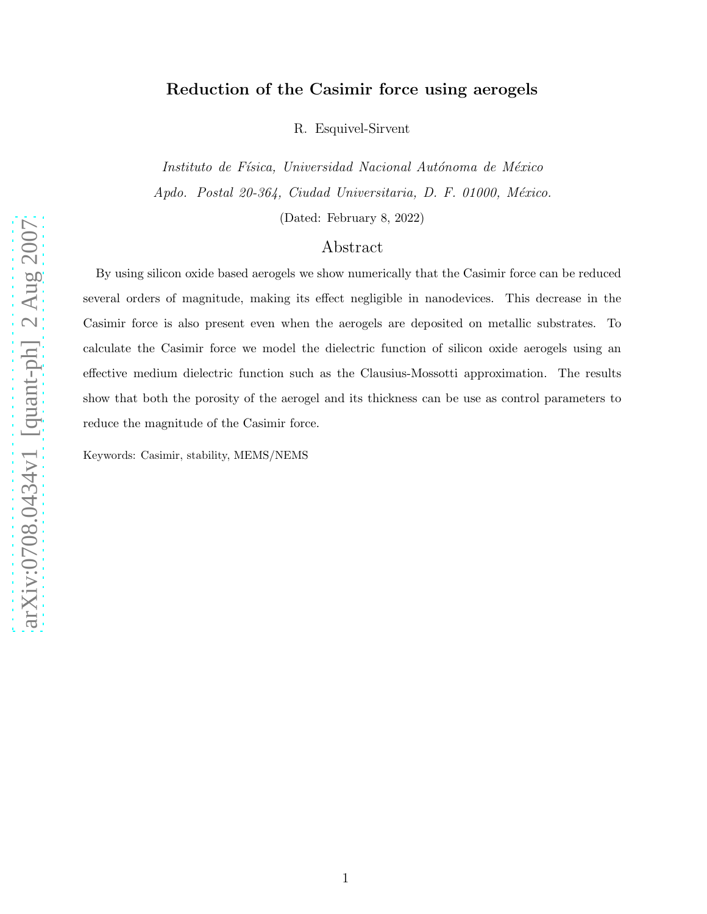# Reduction of the Casimir force using aerogels

R. Esquivel-Sirvent

*Instituto de Física, Universidad Nacional Autónoma de México*
*Apdo. Postal 20-364, Ciudad Universitaria, D. F. 01000, México.*

(Dated: February 8, 2022)

## Abstract

By using silicon oxide based aerogels we show numerically that the Casimir force can be reduced several orders of magnitude, making its effect negligible in nanodevices. This decrease in the Casimir force is also present even when the aerogels are deposited on metallic substrates. To calculate the Casimir force we model the dielectric function of silicon oxide aerogels using an effective medium dielectric function such as the Clausius-Mossotti approximation. The results show that both the porosity of the aerogel and its thickness can be use as control parameters to reduce the magnitude of the Casimir force.

Keywords: Casimir, stability, MEMS/NEMS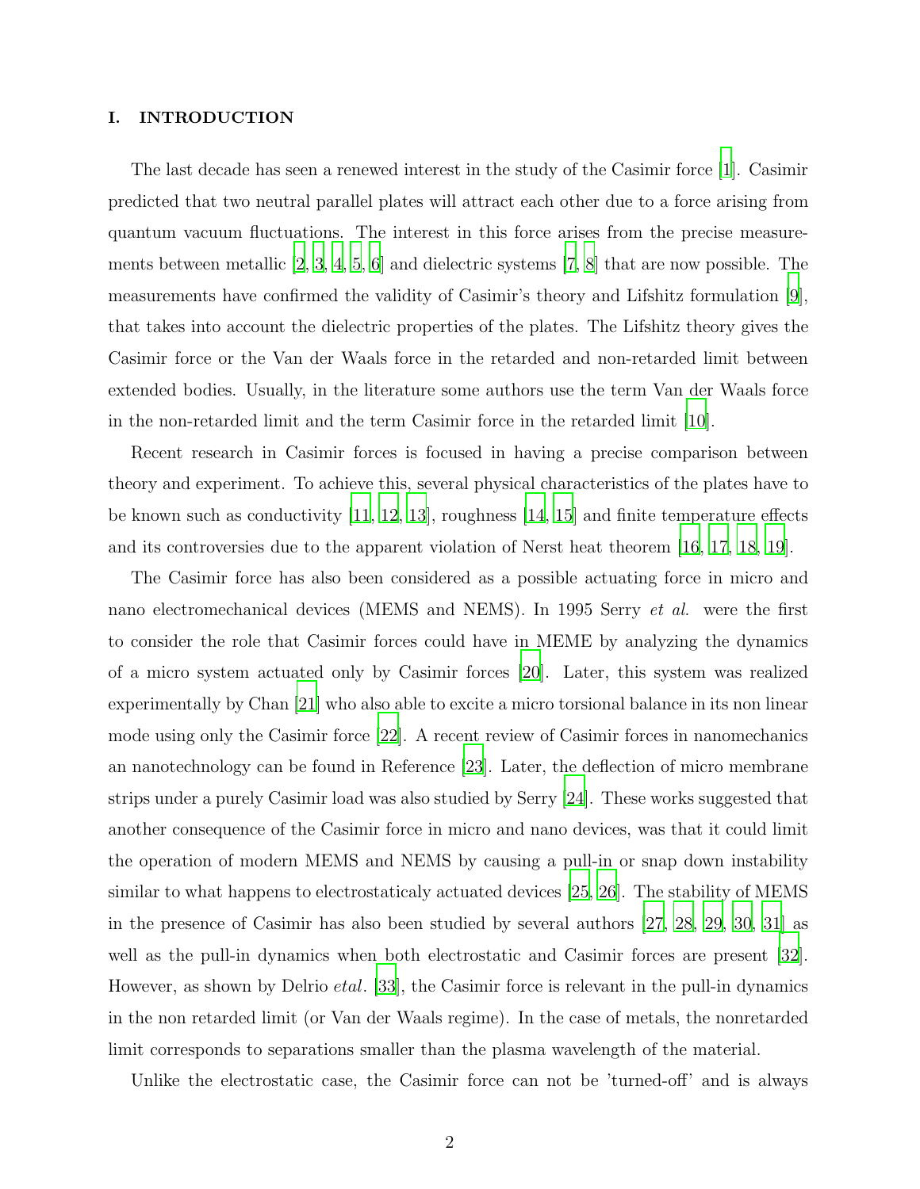## I. INTRODUCTION

The last decade has seen a renewed interest in the study of the Casimir force [1]. Casimir predicted that two neutral parallel plates will attract each other due to a force arising from quantum vacuum fluctuations. The interest in this force arises from the precise measurements between metallic [2, 3, 4, 5, 6] and dielectric systems [7, 8] that are now possible. The measurements have confirmed the validity of Casimir's theory and Lifshitz formulation [9], that takes into account the dielectric properties of the plates. The Lifshitz theory gives the Casimir force or the Van der Waals force in the retarded and non-retarded limit between extended bodies. Usually, in the literature some authors use the term Van der Waals force in the non-retarded limit and the term Casimir force in the retarded limit [10].

Recent research in Casimir forces is focused in having a precise comparison between theory and experiment. To achieve this, several physical characteristics of the plates have to be known such as conductivity [11, 12, 13], roughness [14, 15] and finite temperature effects and its controversies due to the apparent violation of Nerst heat theorem [16, 17, 18, 19].

The Casimir force has also been considered as a possible actuating force in micro and nano electromechanical devices (MEMS and NEMS). In 1995 Serry *et al.* were the first to consider the role that Casimir forces could have in MEME by analyzing the dynamics of a micro system actuated only by Casimir forces [20]. Later, this system was realized experimentally by Chan [21] who also able to excite a micro torsional balance in its non linear mode using only the Casimir force [22]. A recent review of Casimir forces in nanomechanics an nanotechnology can be found in Reference [23]. Later, the deflection of micro membrane strips under a purely Casimir load was also studied by Serry [24]. These works suggested that another consequence of the Casimir force in micro and nano devices, was that it could limit the operation of modern MEMS and NEMS by causing a pull-in or snap down instability similar to what happens to electrostaticaly actuated devices [25, 26]. The stability of MEMS in the presence of Casimir has also been studied by several authors [27, 28, 29, 30, 31] as well as the pull-in dynamics when both electrostatic and Casimir forces are present [32]. However, as shown by Delrio *etal*. [33], the Casimir force is relevant in the pull-in dynamics in the non retarded limit (or Van der Waals regime). In the case of metals, the nonretarded limit corresponds to separations smaller than the plasma wavelength of the material.

Unlike the electrostatic case, the Casimir force can not be 'turned-off' and is always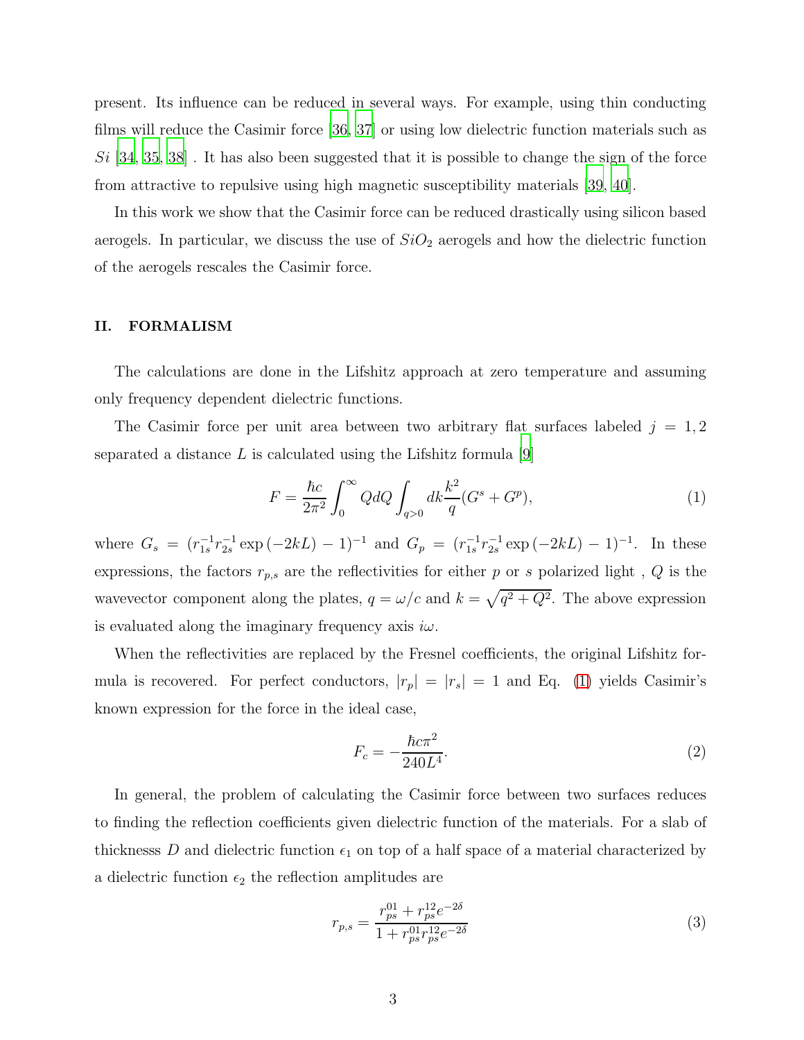present. Its influence can be reduced in several ways. For example, using thin conducting films will reduce the Casimir force [36, 37] or using low dielectric function materials such as $Si$ [34, 35, 38] . It has also been suggested that it is possible to change the sign of the force from attractive to repulsive using high magnetic susceptibility materials [39, 40].

In this work we show that the Casimir force can be reduced drastically using silicon based aerogels. In particular, we discuss the use of $SiO_2$ aerogels and how the dielectric function of the aerogels rescales the Casimir force.

## II. FORMALISM

The calculations are done in the Lifshitz approach at zero temperature and assuming only frequency dependent dielectric functions.

The Casimir force per unit area between two arbitrary flat surfaces labeled $j = 1, 2$ separated a distance $L$ is calculated using the Lifshitz formula [9]

$$F = \frac{\hbar c}{2\pi^2} \int_0^\infty Q dQ \int_{q>0} dk \frac{k^2}{q} (G^s + G^p), \tag{1}$$

where $G_s = (r_{1s}^{-1} r_{2s}^{-1} \exp(-2kL) - 1)^{-1}$ and $G_p = (r_{1s}^{-1} r_{2s}^{-1} \exp(-2kL) - 1)^{-1}$. In these expressions, the factors $r_{p,s}$ are the reflectivities for either $p$ or $s$ polarized light , $Q$ is the wavevector component along the plates, $q = \omega/c$ and $k = \sqrt{q^2 + Q^2}$. The above expression is evaluated along the imaginary frequency axis $i\omega$.

When the reflectivities are replaced by the Fresnel coefficients, the original Lifshitz formula is recovered. For perfect conductors, $|r_p| = |r_s| = 1$ and Eq. (1) yields Casimir's known expression for the force in the ideal case,

$$F_c = -\frac{\hbar c \pi^2}{240 L^4}. \tag{2}$$

In general, the problem of calculating the Casimir force between two surfaces reduces to finding the reflection coefficients given dielectric function of the materials. For a slab of thicknesss $D$ and dielectric function $\epsilon_1$ on top of a half space of a material characterized by a dielectric function $\epsilon_2$ the reflection amplitudes are

$$r_{p,s} = \frac{r_{ps}^{01} + r_{ps}^{12} e^{-2\delta}}{1 + r_{ps}^{01} r_{ps}^{12} e^{-2\delta}} \tag{3}$$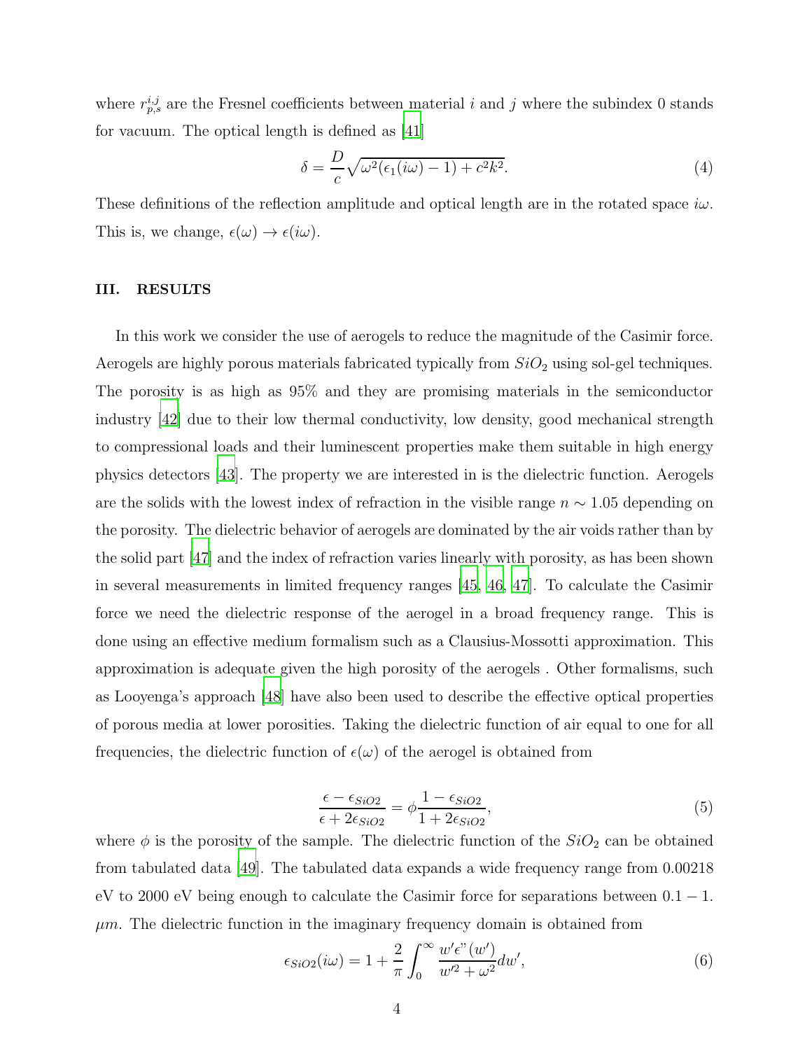where $r^{i,j}_{p,s}$ are the Fresnel coefficients between material $i$ and $j$ where the subindex 0 stands for vacuum. The optical length is defined as [41]

$$\delta = \frac{D}{c}\sqrt{\omega^2(\epsilon_1(i\omega) - 1) + c^2k^2}. \tag{4}$$

These definitions of the reflection amplitude and optical length are in the rotated space $i\omega$. This is, we change, $\epsilon(\omega) \rightarrow \epsilon(i\omega)$.

## III. RESULTS

In this work we consider the use of aerogels to reduce the magnitude of the Casimir force. Aerogels are highly porous materials fabricated typically from $SiO_2$ using sol-gel techniques. The porosity is as high as 95% and they are promising materials in the semiconductor industry [42] due to their low thermal conductivity, low density, good mechanical strength to compressional loads and their luminescent properties make them suitable in high energy physics detectors [43]. The property we are interested in is the dielectric function. Aerogels are the solids with the lowest index of refraction in the visible range $n \sim 1.05$ depending on the porosity. The dielectric behavior of aerogels are dominated by the air voids rather than by the solid part [47] and the index of refraction varies linearly with porosity, as has been shown in several measurements in limited frequency ranges [45, 46, 47]. To calculate the Casimir force we need the dielectric response of the aerogel in a broad frequency range. This is done using an effective medium formalism such as a Clausius-Mossotti approximation. This approximation is adequate given the high porosity of the aerogels . Other formalisms, such as Looyenga's approach [48] have also been used to describe the effective optical properties of porous media at lower porosities. Taking the dielectric function of air equal to one for all frequencies, the dielectric function of $\epsilon(\omega)$ of the aerogel is obtained from

$$\frac{\epsilon - \epsilon_{SiO2}}{\epsilon + 2\epsilon_{SiO2}} = \phi \frac{1 - \epsilon_{SiO2}}{1 + 2\epsilon_{SiO2}}, \tag{5}$$

where $\phi$ is the porosity of the sample. The dielectric function of the $SiO_2$ can be obtained from tabulated data [49]. The tabulated data expands a wide frequency range from 0.00218 eV to 2000 eV being enough to calculate the Casimir force for separations between $0.1 - 1.$ $\mu m$. The dielectric function in the imaginary frequency domain is obtained from

$$\epsilon_{SiO2}(i\omega) = 1 + \frac{2}{\pi}\int_0^\infty \frac{w'\epsilon"(w')}{w'^2 + \omega^2} dw', \tag{6}$$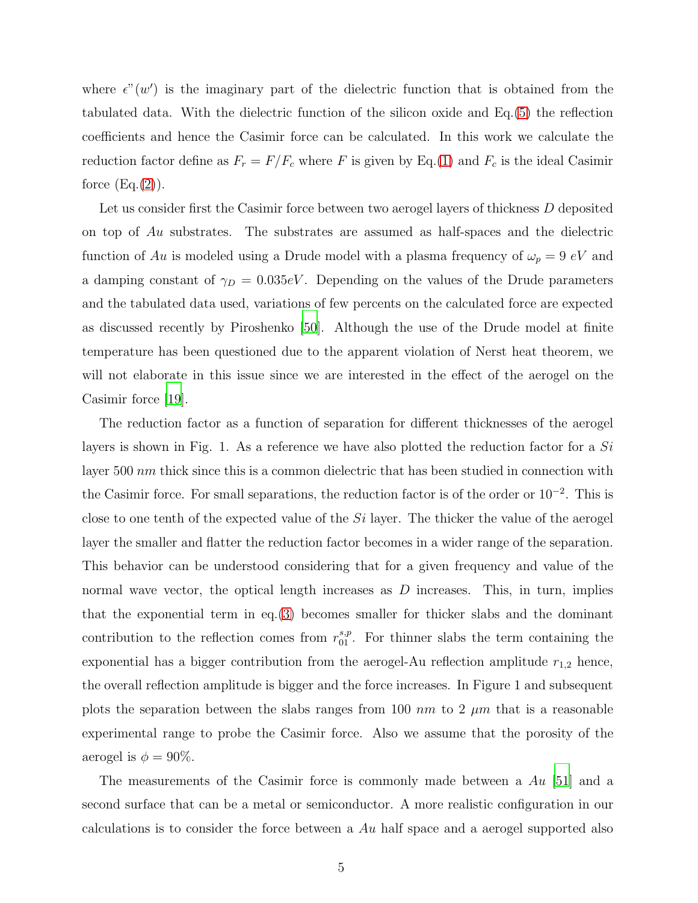where $\epsilon"(w')$ is the imaginary part of the dielectric function that is obtained from the tabulated data. With the dielectric function of the silicon oxide and Eq.(5) the reflection coefficients and hence the Casimir force can be calculated. In this work we calculate the reduction factor define as $F_r = F/F_c$ where $F$ is given by Eq.(1) and $F_c$ is the ideal Casimir force (Eq.(2)).

Let us consider first the Casimir force between two aerogel layers of thickness $D$ deposited on top of $Au$ substrates. The substrates are assumed as half-spaces and the dielectric function of $Au$ is modeled using a Drude model with a plasma frequency of $\omega_p = 9\ eV$ and a damping constant of $\gamma_D = 0.035 eV$. Depending on the values of the Drude parameters and the tabulated data used, variations of few percents on the calculated force are expected as discussed recently by Piroshenko [50]. Although the use of the Drude model at finite temperature has been questioned due to the apparent violation of Nerst heat theorem, we will not elaborate in this issue since we are interested in the effect of the aerogel on the Casimir force [19].

The reduction factor as a function of separation for different thicknesses of the aerogel layers is shown in Fig. 1. As a reference we have also plotted the reduction factor for a $Si$ layer 500 $nm$ thick since this is a common dielectric that has been studied in connection with the Casimir force. For small separations, the reduction factor is of the order or $10^{-2}$. This is close to one tenth of the expected value of the $Si$ layer. The thicker the value of the aerogel layer the smaller and flatter the reduction factor becomes in a wider range of the separation. This behavior can be understood considering that for a given frequency and value of the normal wave vector, the optical length increases as $D$ increases. This, in turn, implies that the exponential term in eq.(3) becomes smaller for thicker slabs and the dominant contribution to the reflection comes from $r_{01}^{s,p}$. For thinner slabs the term containing the exponential has a bigger contribution from the aerogel-Au reflection amplitude $r_{1,2}$ hence, the overall reflection amplitude is bigger and the force increases. In Figure 1 and subsequent plots the separation between the slabs ranges from 100 $nm$ to 2 $\mu m$ that is a reasonable experimental range to probe the Casimir force. Also we assume that the porosity of the aerogel is $\phi = 90\%$.

The measurements of the Casimir force is commonly made between a $Au$ [51] and a second surface that can be a metal or semiconductor. A more realistic configuration in our calculations is to consider the force between a $Au$ half space and a aerogel supported also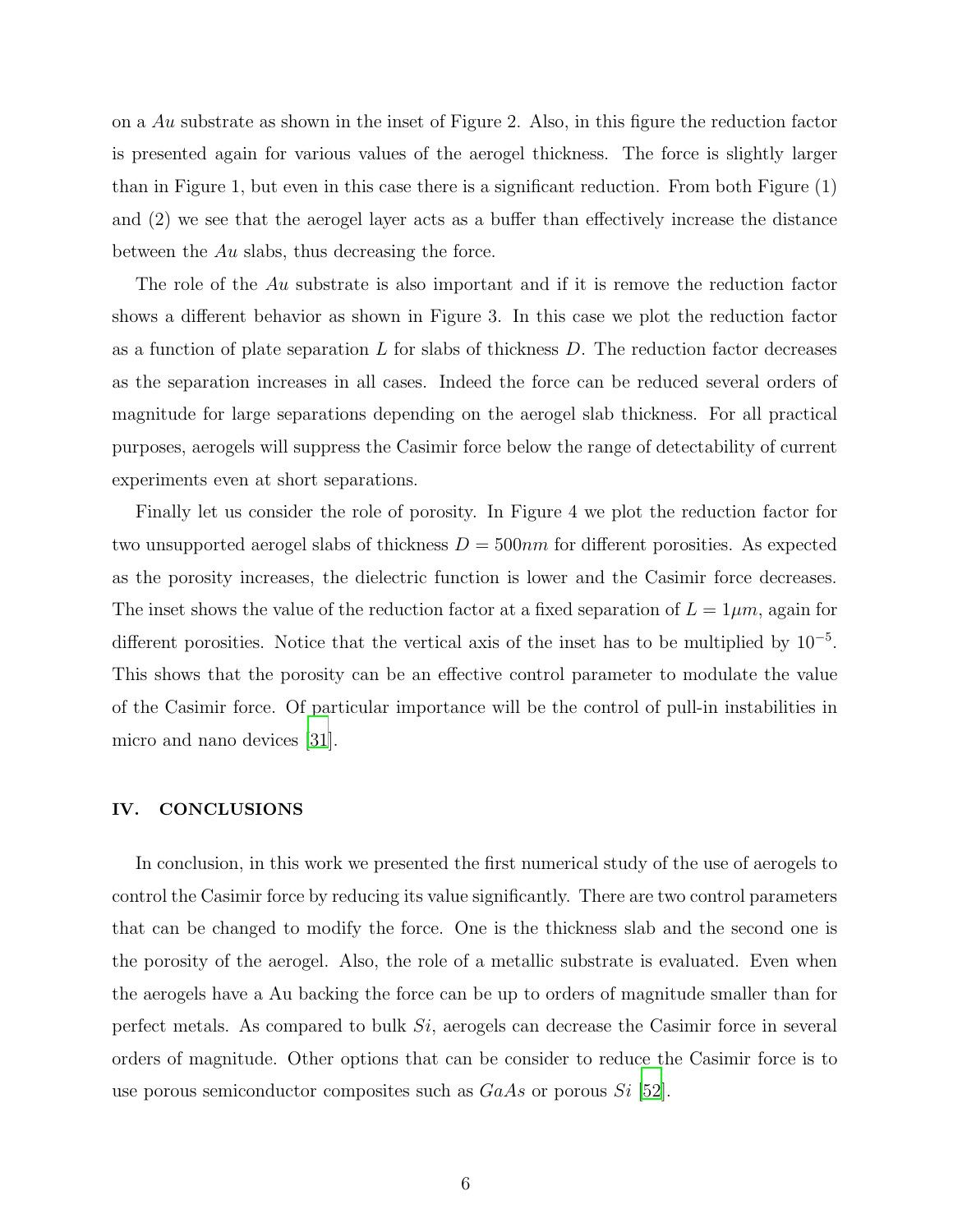on a $Au$ substrate as shown in the inset of Figure 2. Also, in this figure the reduction factor is presented again for various values of the aerogel thickness. The force is slightly larger than in Figure 1, but even in this case there is a significant reduction. From both Figure (1) and (2) we see that the aerogel layer acts as a buffer than effectively increase the distance between the $Au$ slabs, thus decreasing the force.

The role of the $Au$ substrate is also important and if it is remove the reduction factor shows a different behavior as shown in Figure 3. In this case we plot the reduction factor as a function of plate separation $L$ for slabs of thickness $D$. The reduction factor decreases as the separation increases in all cases. Indeed the force can be reduced several orders of magnitude for large separations depending on the aerogel slab thickness. For all practical purposes, aerogels will suppress the Casimir force below the range of detectability of current experiments even at short separations.

Finally let us consider the role of porosity. In Figure 4 we plot the reduction factor for two unsupported aerogel slabs of thickness $D = 500nm$ for different porosities. As expected as the porosity increases, the dielectric function is lower and the Casimir force decreases. The inset shows the value of the reduction factor at a fixed separation of $L = 1\mu m$, again for different porosities. Notice that the vertical axis of the inset has to be multiplied by $10^{-5}$. This shows that the porosity can be an effective control parameter to modulate the value of the Casimir force. Of particular importance will be the control of pull-in instabilities in micro and nano devices [31].

## IV. CONCLUSIONS

In conclusion, in this work we presented the first numerical study of the use of aerogels to control the Casimir force by reducing its value significantly. There are two control parameters that can be changed to modify the force. One is the thickness slab and the second one is the porosity of the aerogel. Also, the role of a metallic substrate is evaluated. Even when the aerogels have a Au backing the force can be up to orders of magnitude smaller than for perfect metals. As compared to bulk $Si$, aerogels can decrease the Casimir force in several orders of magnitude. Other options that can be consider to reduce the Casimir force is to use porous semiconductor composites such as $GaAs$ or porous $Si$ [52].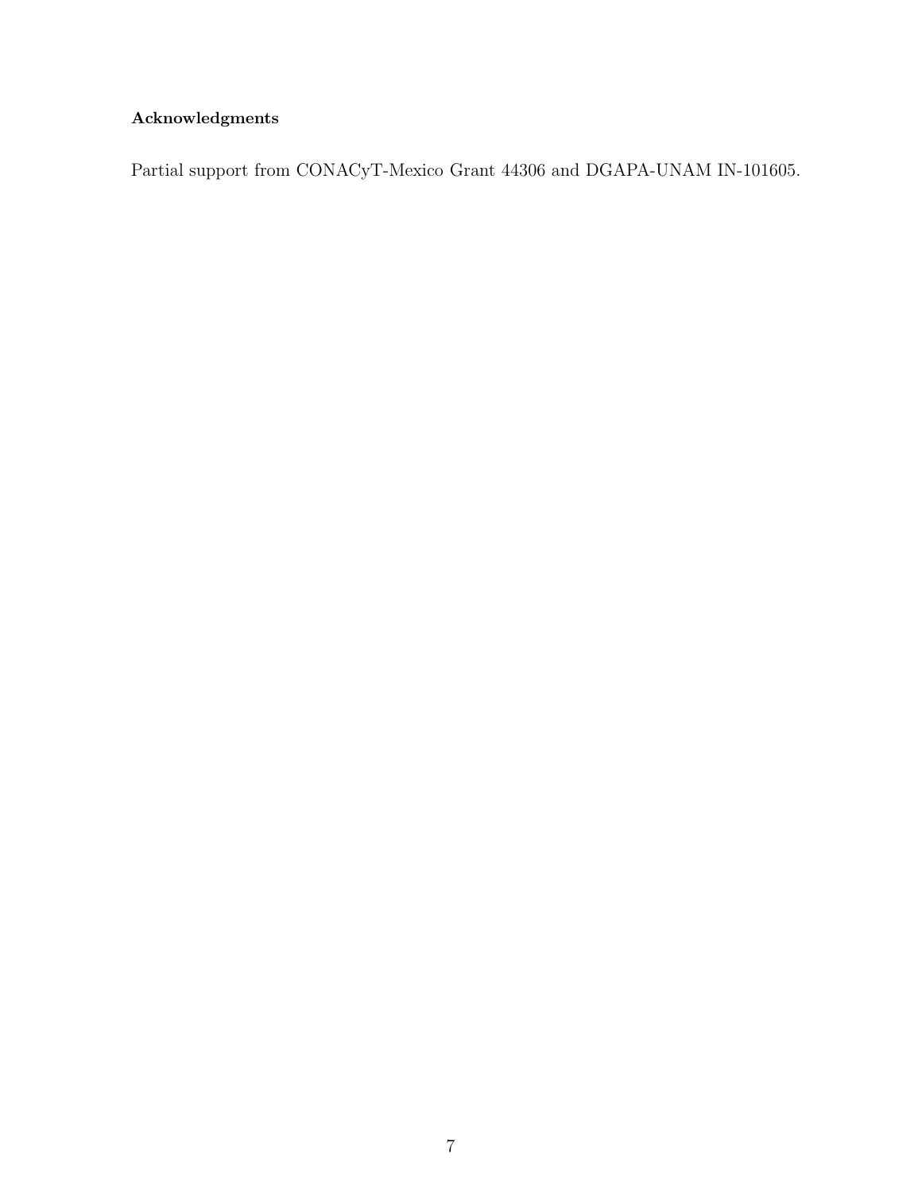**Acknowledgments**

Partial support from CONACyT-Mexico Grant 44306 and DGAPA-UNAM IN-101605.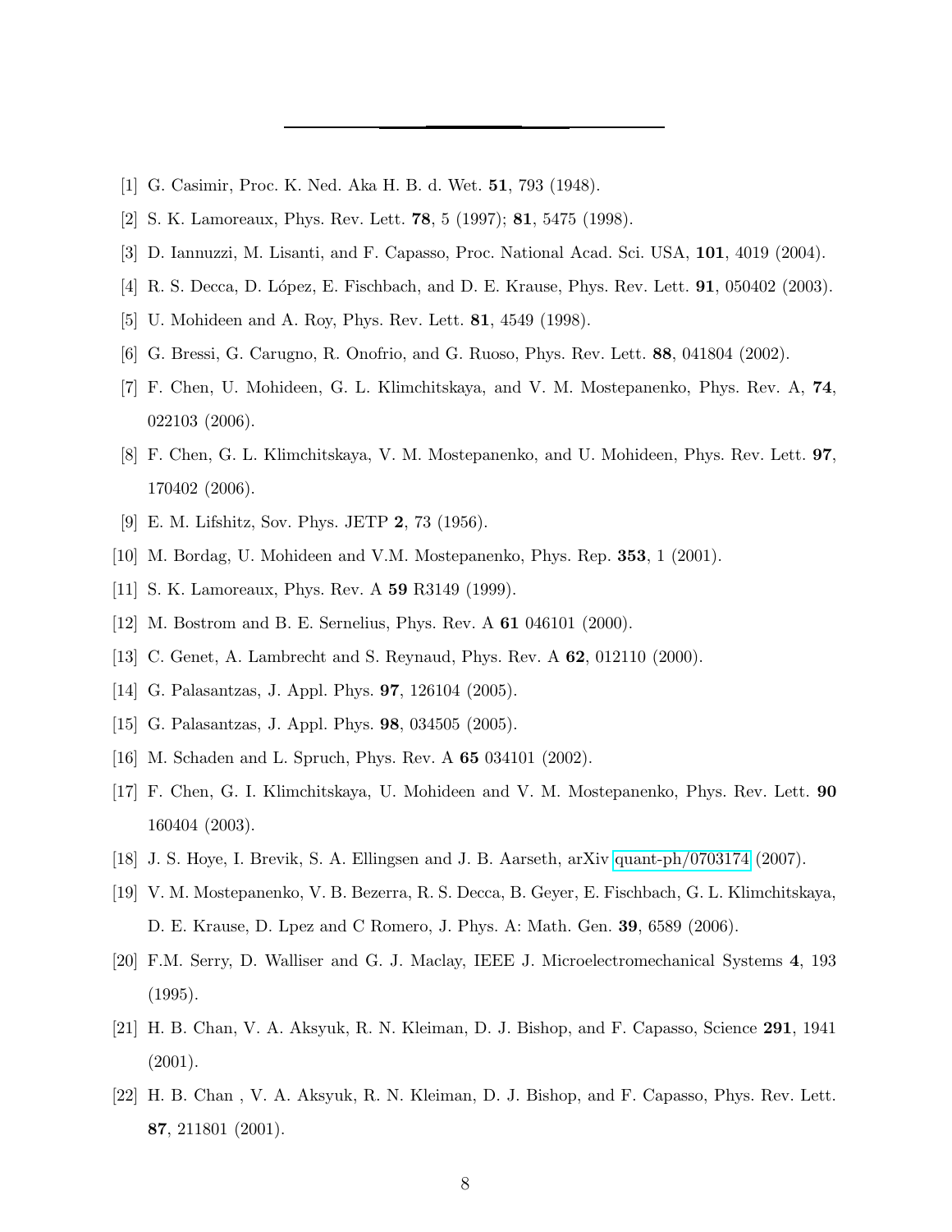---

[1] G. Casimir, Proc. K. Ned. Aka H. B. d. Wet. **51**, 793 (1948).

[2] S. K. Lamoreaux, Phys. Rev. Lett. **78**, 5 (1997); **81**, 5475 (1998).

[3] D. Iannuzzi, M. Lisanti, and F. Capasso, Proc. National Acad. Sci. USA, **101**, 4019 (2004).

[4] R. S. Decca, D. López, E. Fischbach, and D. E. Krause, Phys. Rev. Lett. **91**, 050402 (2003).

[5] U. Mohideen and A. Roy, Phys. Rev. Lett. **81**, 4549 (1998).

[6] G. Bressi, G. Carugno, R. Onofrio, and G. Ruoso, Phys. Rev. Lett. **88**, 041804 (2002).

[7] F. Chen, U. Mohideen, G. L. Klimchitskaya, and V. M. Mostepanenko, Phys. Rev. A, **74**, 022103 (2006).

[8] F. Chen, G. L. Klimchitskaya, V. M. Mostepanenko, and U. Mohideen, Phys. Rev. Lett. **97**, 170402 (2006).

[9] E. M. Lifshitz, Sov. Phys. JETP **2**, 73 (1956).

[10] M. Bordag, U. Mohideen and V.M. Mostepanenko, Phys. Rep. **353**, 1 (2001).

[11] S. K. Lamoreaux, Phys. Rev. A **59** R3149 (1999).

[12] M. Bostrom and B. E. Sernelius, Phys. Rev. A **61** 046101 (2000).

[13] C. Genet, A. Lambrecht and S. Reynaud, Phys. Rev. A **62**, 012110 (2000).

[14] G. Palasantzas, J. Appl. Phys. **97**, 126104 (2005).

[15] G. Palasantzas, J. Appl. Phys. **98**, 034505 (2005).

[16] M. Schaden and L. Spruch, Phys. Rev. A **65** 034101 (2002).

[17] F. Chen, G. I. Klimchitskaya, U. Mohideen and V. M. Mostepanenko, Phys. Rev. Lett. **90** 160404 (2003).

[18] J. S. Hoye, I. Brevik, S. A. Ellingsen and J. B. Aarseth, arXiv quant-ph/0703174 (2007).

[19] V. M. Mostepanenko, V. B. Bezerra, R. S. Decca, B. Geyer, E. Fischbach, G. L. Klimchitskaya, D. E. Krause, D. Lpez and C Romero, J. Phys. A: Math. Gen. **39**, 6589 (2006).

[20] F.M. Serry, D. Walliser and G. J. Maclay, IEEE J. Microelectromechanical Systems **4**, 193 (1995).

[21] H. B. Chan, V. A. Aksyuk, R. N. Kleiman, D. J. Bishop, and F. Capasso, Science **291**, 1941 (2001).

[22] H. B. Chan , V. A. Aksyuk, R. N. Kleiman, D. J. Bishop, and F. Capasso, Phys. Rev. Lett. **87**, 211801 (2001).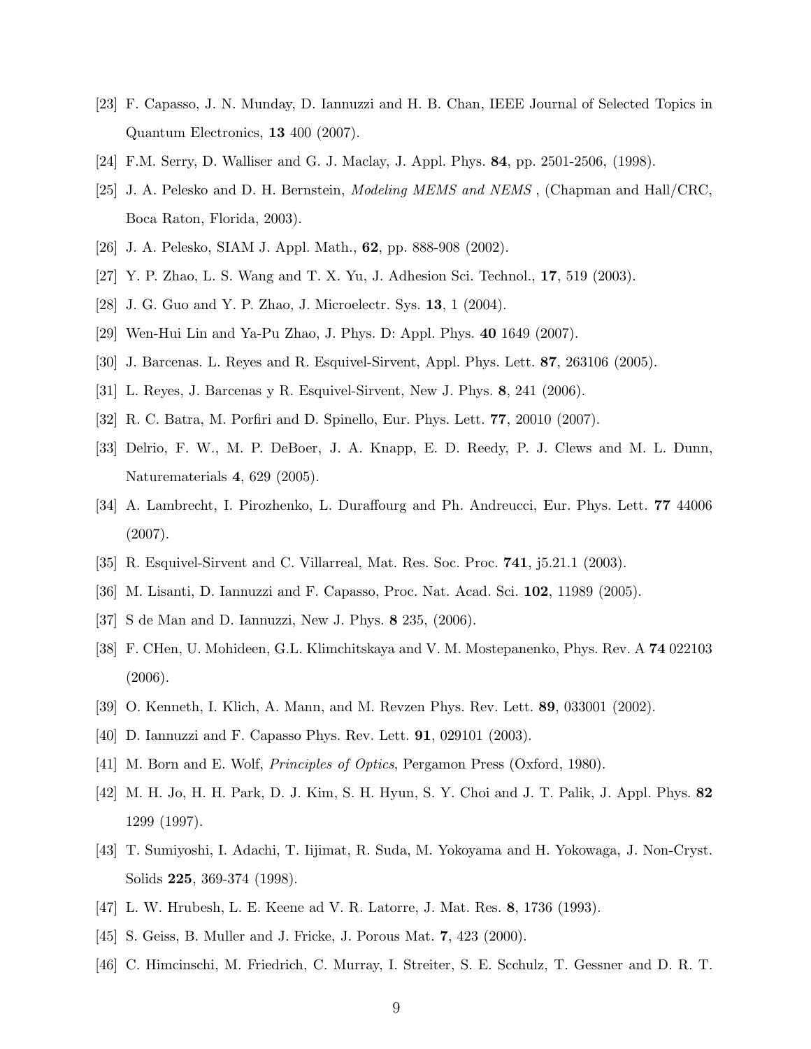[23] F. Capasso, J. N. Munday, D. Iannuzzi and H. B. Chan, IEEE Journal of Selected Topics in Quantum Electronics, **13** 400 (2007).

[24] F.M. Serry, D. Walliser and G. J. Maclay, J. Appl. Phys. **84**, pp. 2501-2506, (1998).

[25] J. A. Pelesko and D. H. Bernstein, *Modeling MEMS and NEMS* , (Chapman and Hall/CRC, Boca Raton, Florida, 2003).

[26] J. A. Pelesko, SIAM J. Appl. Math., **62**, pp. 888-908 (2002).

[27] Y. P. Zhao, L. S. Wang and T. X. Yu, J. Adhesion Sci. Technol., **17**, 519 (2003).

[28] J. G. Guo and Y. P. Zhao, J. Microelectr. Sys. **13**, 1 (2004).

[29] Wen-Hui Lin and Ya-Pu Zhao, J. Phys. D: Appl. Phys. **40** 1649 (2007).

[30] J. Barcenas. L. Reyes and R. Esquivel-Sirvent, Appl. Phys. Lett. **87**, 263106 (2005).

[31] L. Reyes, J. Barcenas y R. Esquivel-Sirvent, New J. Phys. **8**, 241 (2006).

[32] R. C. Batra, M. Porfiri and D. Spinello, Eur. Phys. Lett. **77**, 20010 (2007).

[33] Delrio, F. W., M. P. DeBoer, J. A. Knapp, E. D. Reedy, P. J. Clews and M. L. Dunn, Naturematerials **4**, 629 (2005).

[34] A. Lambrecht, I. Pirozhenko, L. Duraffourg and Ph. Andreucci, Eur. Phys. Lett. **77** 44006 (2007).

[35] R. Esquivel-Sirvent and C. Villarreal, Mat. Res. Soc. Proc. **741**, j5.21.1 (2003).

[36] M. Lisanti, D. Iannuzzi and F. Capasso, Proc. Nat. Acad. Sci. **102**, 11989 (2005).

[37] S de Man and D. Iannuzzi, New J. Phys. **8** 235, (2006).

[38] F. CHen, U. Mohideen, G.L. Klimchitskaya and V. M. Mostepanenko, Phys. Rev. A **74** 022103 (2006).

[39] O. Kenneth, I. Klich, A. Mann, and M. Revzen Phys. Rev. Lett. **89**, 033001 (2002).

[40] D. Iannuzzi and F. Capasso Phys. Rev. Lett. **91**, 029101 (2003).

[41] M. Born and E. Wolf, *Principles of Optics*, Pergamon Press (Oxford, 1980).

[42] M. H. Jo, H. H. Park, D. J. Kim, S. H. Hyun, S. Y. Choi and J. T. Palik, J. Appl. Phys. **82** 1299 (1997).

[43] T. Sumiyoshi, I. Adachi, T. Iijimat, R. Suda, M. Yokoyama and H. Yokowaga, J. Non-Cryst. Solids **225**, 369-374 (1998).

[47] L. W. Hrubesh, L. E. Keene ad V. R. Latorre, J. Mat. Res. **8**, 1736 (1993).

[45] S. Geiss, B. Muller and J. Fricke, J. Porous Mat. **7**, 423 (2000).

[46] C. Himcinschi, M. Friedrich, C. Murray, I. Streiter, S. E. Scchulz, T. Gessner and D. R. T.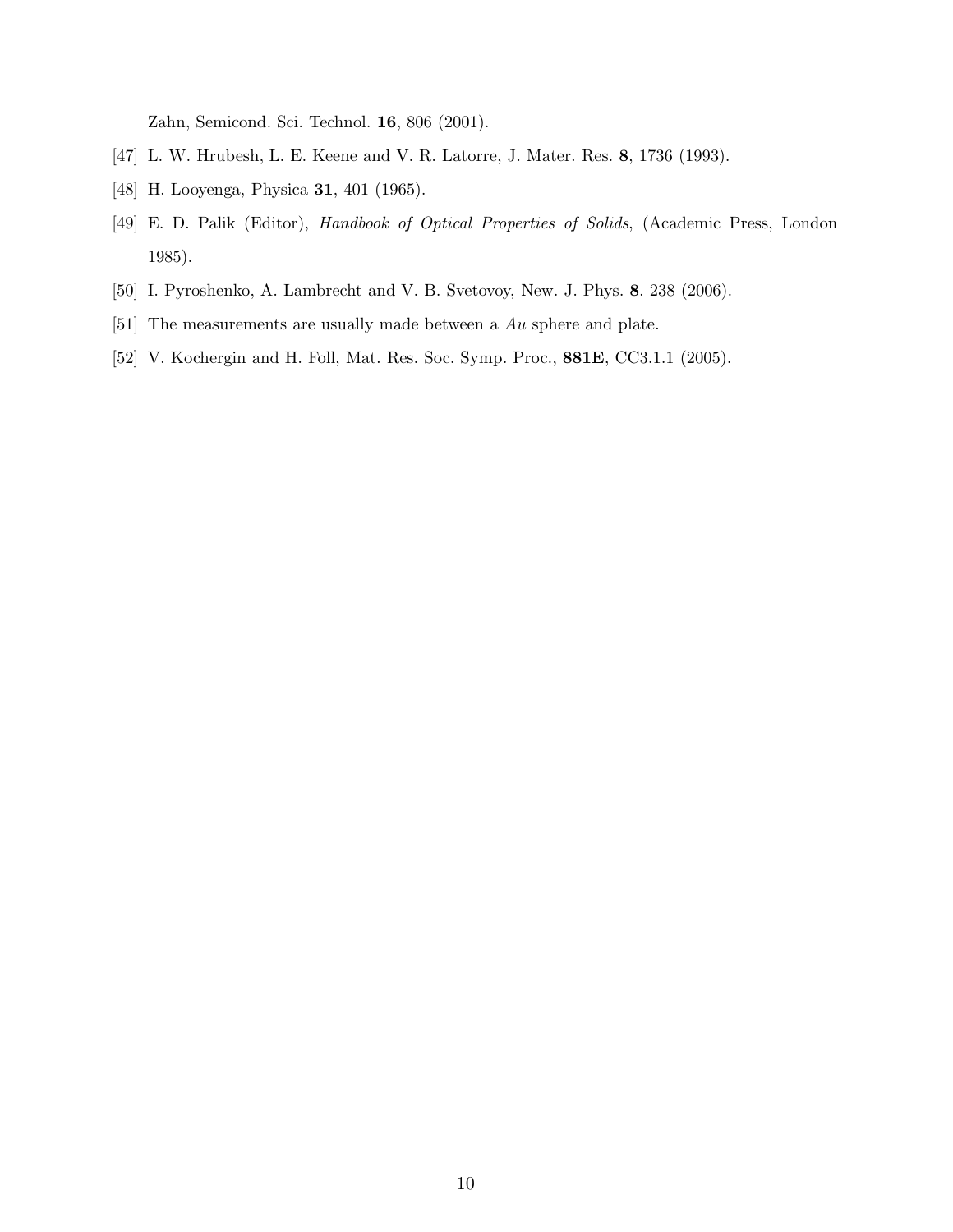Zahn, Semicond. Sci. Technol. **16**, 806 (2001).

[47] L. W. Hrubesh, L. E. Keene and V. R. Latorre, J. Mater. Res. **8**, 1736 (1993).

[48] H. Looyenga, Physica **31**, 401 (1965).

[49] E. D. Palik (Editor), *Handbook of Optical Properties of Solids*, (Academic Press, London 1985).

[50] I. Pyroshenko, A. Lambrecht and V. B. Svetovoy, New. J. Phys. **8**. 238 (2006).

[51] The measurements are usually made between a *Au* sphere and plate.

[52] V. Kochergin and H. Foll, Mat. Res. Soc. Symp. Proc., **881E**, CC3.1.1 (2005).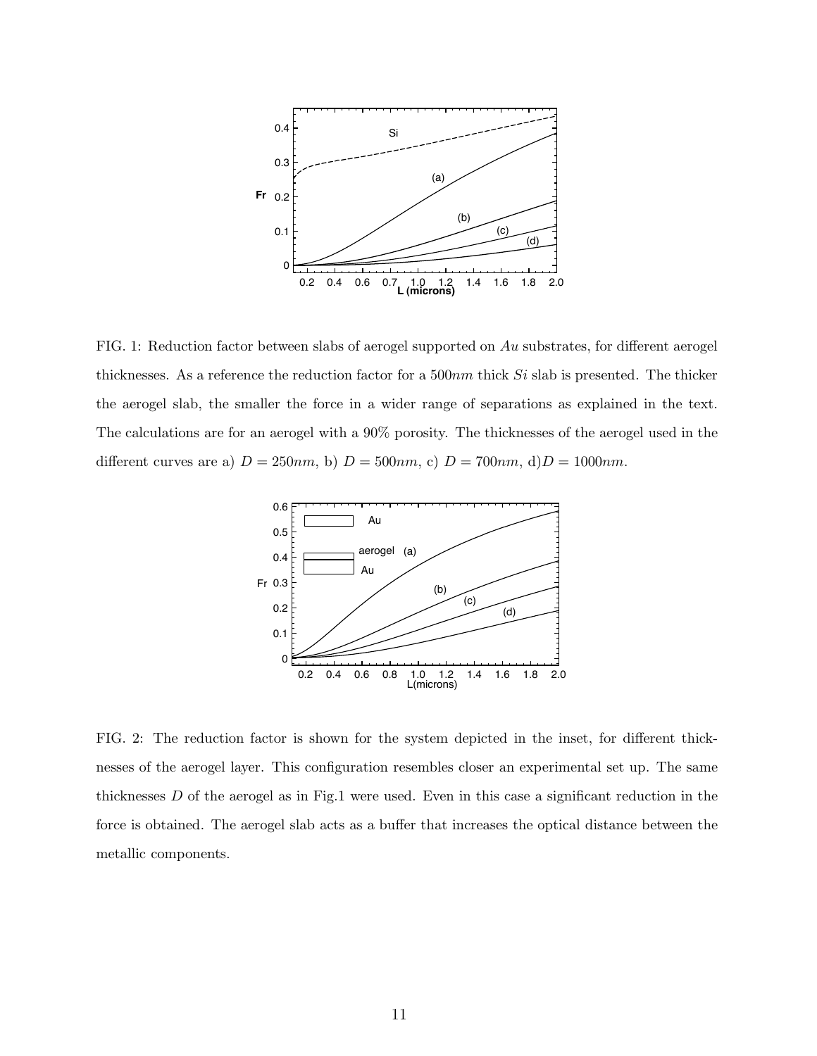FIG. 1: Reduction factor between slabs of aerogel supported on $Au$ substrates, for different aerogel thicknesses. As a reference the reduction factor for a $500nm$ thick $Si$ slab is presented. The thicker the aerogel slab, the smaller the force in a wider range of separations as explained in the text. The calculations are for an aerogel with a 90% porosity. The thicknesses of the aerogel used in the different curves are a) $D = 250nm$, b) $D = 500nm$, c) $D = 700nm$, d) $D = 1000nm$.

FIG. 2: The reduction factor is shown for the system depicted in the inset, for different thicknesses of the aerogel layer. This configuration resembles closer an experimental set up. The same thicknesses $D$ of the aerogel as in Fig.1 were used. Even in this case a significant reduction in the force is obtained. The aerogel slab acts as a buffer that increases the optical distance between the metallic components.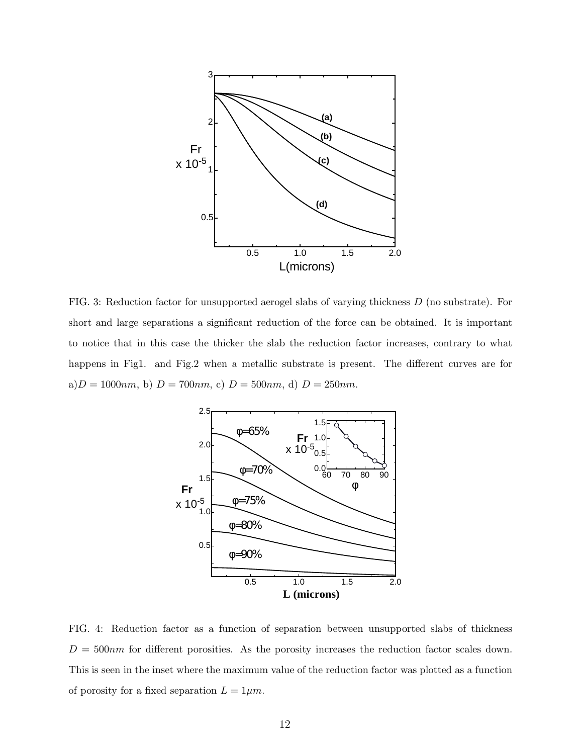Fr
x $10^{-5}$

3
2
1
0.5

(a)
(b)
(c)
(d)

0.5
1.0
1.5
2.0

L(microns)

FIG. 3: Reduction factor for unsupported aerogel slabs of varying thickness $D$ (no substrate). For short and large separations a significant reduction of the force can be obtained. It is important to notice that in this case the thicker the slab the reduction factor increases, contrary to what happens in Fig1. and Fig.2 when a metallic substrate is present. The different curves are for a)$D = 1000nm$, b) $D = 700nm$, c) $D = 500nm$, d) $D = 250nm$.

Fr
x $10^{-5}$

2.5
2.0
1.5
1.0
0.5

φ=65%
φ=70%
φ=75%
φ=80%
φ=90%

0.5
1.0
1.5
2.0

L (microns)

Fr
x $10^{-5}$

1.5
1.0
0.5
0.0

60
70
80
90

φ

FIG. 4: Reduction factor as a function of separation between unsupported slabs of thickness $D = 500nm$ for different porosities. As the porosity increases the reduction factor scales down. This is seen in the inset where the maximum value of the reduction factor was plotted as a function of porosity for a fixed separation $L = 1\mu m$.